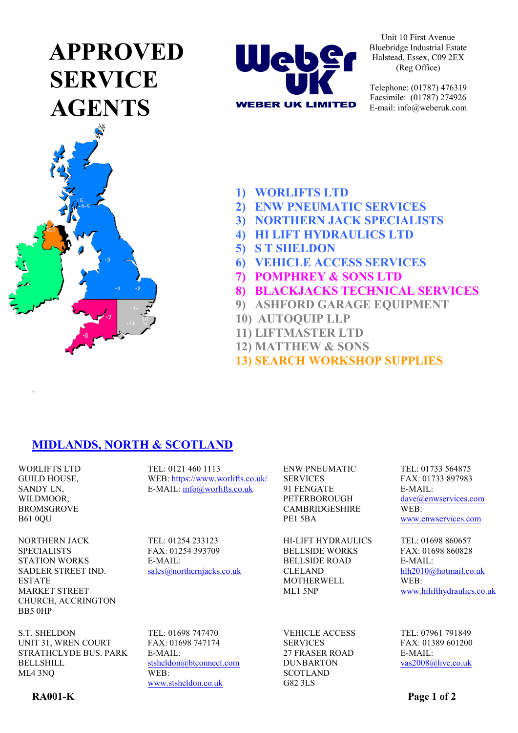# APPROVED SERVICE AGENTS

**WEBER UK LIMITED**

Unit 10 First Avenue
Bluebridge Industrial Estate
Halstead, Essex, C09 2EX
(Reg Office)

Telephone: (01787) 476319
Facsimile: (01787) 274926
E-mail: info@weberuk.com

1) WORLIFTS LTD
2) ENW PNEUMATIC SERVICES
3) NORTHERN JACK SPECIALISTS
4) HI LIFT HYDRAULICS LTD
5) S T SHELDON
6) VEHICLE ACCESS SERVICES
7) POMPHREY & SONS LTD
8) BLACKJACKS TECHNICAL SERVICES
9) ASHFORD GARAGE EQUIPMENT
10) AUTOQUIP LLP
11) LIFTMASTER LTD
12) MATTHEW & SONS
13) SEARCH WORKSHOP SUPPLIES

## MIDLANDS, NORTH & SCOTLAND

WORLIFTS LTD
GUILD HOUSE,
SANDY LN,
WILDMOOR,
BROMSGROVE
B61 0QU

TEL: 0121 460 1113
WEB: https://www.worlifts.co.uk/
E-MAIL: info@worlifts.co.uk

ENW PNEUMATIC SERVICES
91 FENGATE
PETERBOROUGH
CAMBRIDGESHIRE
PE1 5BA

TEL: 01733 564875
FAX: 01733 897983
E-MAIL: dave@enwservices.com
WEB: www.enwservices.com

NORTHERN JACK SPECIALISTS
STATION WORKS
SADLER STREET IND. ESTATE
MARKET STREET
CHURCH, ACCRINGTON
BB5 0HP

TEL: 01254 233123
FAX: 01254 393709
E-MAIL: sales@northernjacks.co.uk

HI-LIFT HYDRAULICS
BELLSIDE WORKS
BELLSIDE ROAD
CLELAND
MOTHERWELL
ML1 5NP

TEL: 01698 860657
FAX: 01698 860828
E-MAIL: hlh2010@hotmail.co.uk
WEB: www.hilifthydraulics.co.uk

S.T. SHELDON
UNIT 31, WREN COURT
STRATHCLYDE BUS. PARK
BELLSHILL
ML4 3NQ

TEL: 01698 747470
FAX: 01698 747174
E-MAIL: stsheldon@btconnect.com
WEB: www.stsheldon.co.uk

VEHICLE ACCESS SERVICES
27 FRASER ROAD
DUNBARTON
SCOTLAND
G82 3LS

TEL: 07961 791849
FAX: 01389 601200
E-MAIL: vas2008@live.co.uk

RA001-K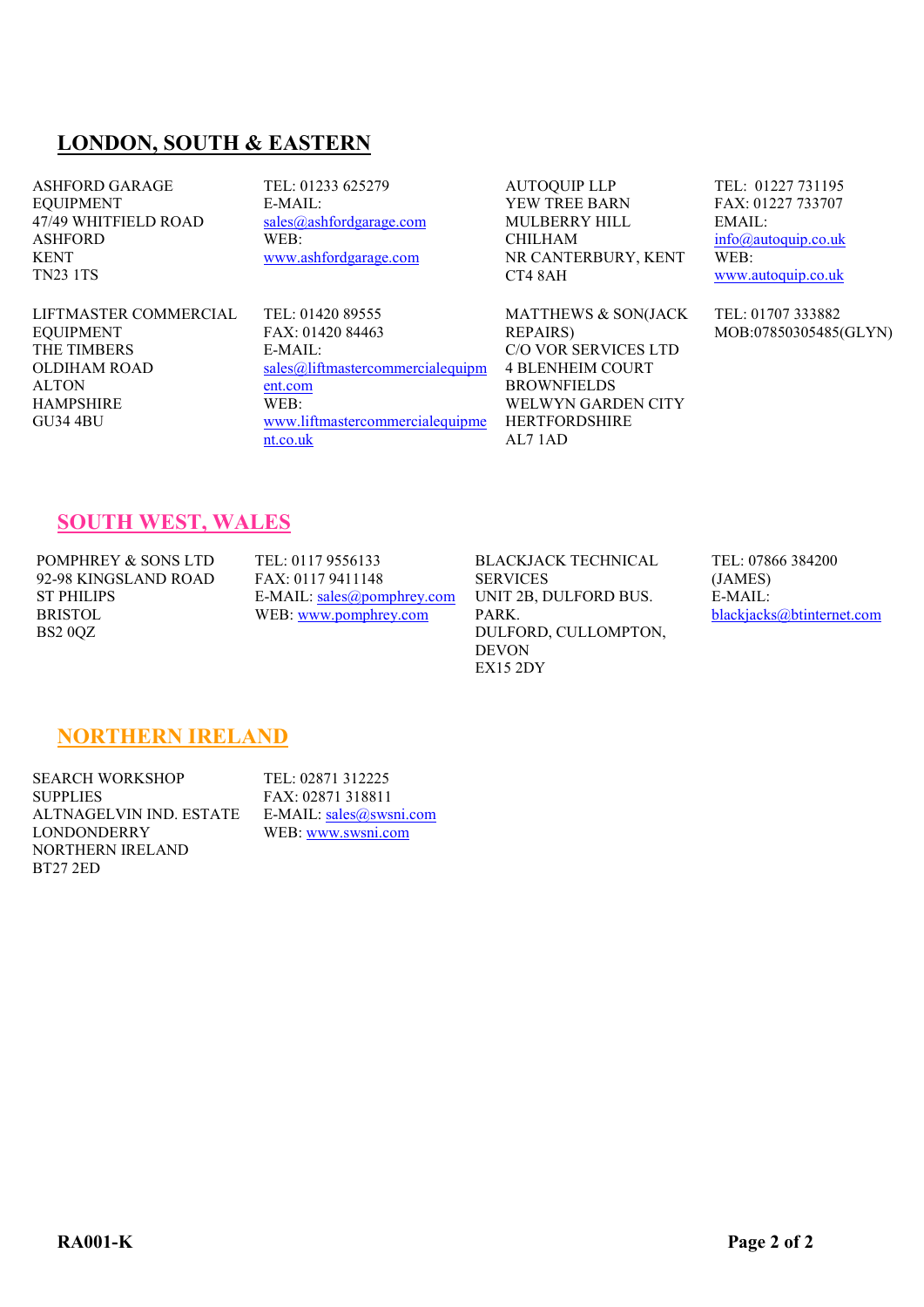## LONDON, SOUTH & EASTERN

ASHFORD GARAGE EQUIPMENT
47/49 WHITFIELD ROAD
ASHFORD
KENT
TN23 1TS

TEL: 01233 625279
E-MAIL: sales@ashfordgarage.com
WEB: www.ashfordgarage.com

AUTOQUIP LLP
YEW TREE BARN
MULBERRY HILL
CHILHAM
NR CANTERBURY, KENT
CT4 8AH

TEL: 01227 731195
FAX: 01227 733707
EMAIL: info@autoquip.co.uk
WEB: www.autoquip.co.uk

LIFTMASTER COMMERCIAL EQUIPMENT
THE TIMBERS
OLDIHAM ROAD
ALTON
HAMPSHIRE
GU34 4BU

TEL: 01420 89555
FAX: 01420 84463
E-MAIL: sales@liftmastercommercialequipment.com
WEB: www.liftmastercommercialequipment.co.uk

MATTHEWS & SON(JACK REPAIRS)
C/O VOR SERVICES LTD
4 BLENHEIM COURT
BROWNFIELDS
WELWYN GARDEN CITY
HERTFORDSHIRE
AL7 1AD

TEL: 01707 333882
MOB:07850305485(GLYN)

## SOUTH WEST, WALES

POMPHREY & SONS LTD
92-98 KINGSLAND ROAD
ST PHILIPS
BRISTOL
BS2 0QZ

TEL: 0117 9556133
FAX: 0117 9411148
E-MAIL: sales@pomphrey.com
WEB: www.pomphrey.com

BLACKJACK TECHNICAL SERVICES
UNIT 2B, DULFORD BUS. PARK.
DULFORD, CULLOMPTON,
DEVON
EX15 2DY

TEL: 07866 384200 (JAMES)
E-MAIL: blackjacks@btinternet.com

## NORTHERN IRELAND

SEARCH WORKSHOP SUPPLIES
ALTNAGELVIN IND. ESTATE
LONDONDERRY
NORTHERN IRELAND
BT27 2ED

TEL: 02871 312225
FAX: 02871 318811
E-MAIL: sales@swsni.com
WEB: www.swsni.com

**RA001-K**